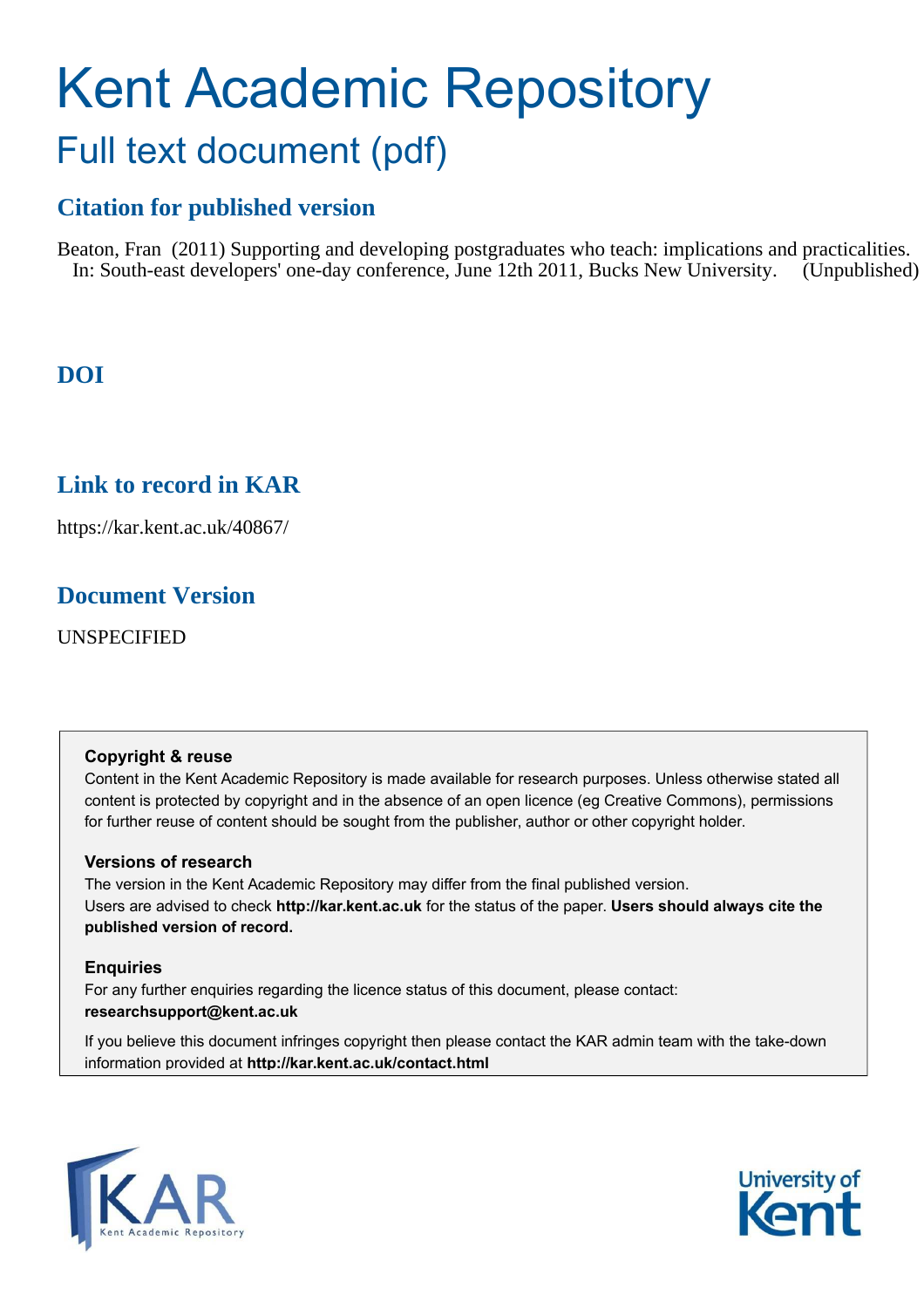# Kent Academic Repository

## Full text document (pdf)

### Citation for published version

Beaton, Fran (2011) Supporting and developing postgraduates who teach: implications and practicalities. In: South-east developers' one-day conference, June 12th 2011, Bucks New University. (Unpublished)

### DOI

### Link to record in KAR

https://kar.kent.ac.uk/40867/

### Document Version

UNSPECIFIED

**Copyright & reuse**

Content in the Kent Academic Repository is made available for research purposes. Unless otherwise stated all content is protected by copyright and in the absence of an open licence (eg Creative Commons), permissions for further reuse of content should be sought from the publisher, author or other copyright holder.

**Versions of research**

The version in the Kent Academic Repository may differ from the final published version. Users are advised to check **http://kar.kent.ac.uk** for the status of the paper. **Users should always cite the published version of record.**

**Enquiries**

For any further enquiries regarding the licence status of this document, please contact: **researchsupport@kent.ac.uk**

If you believe this document infringes copyright then please contact the KAR admin team with the take-down information provided at **http://kar.kent.ac.uk/contact.html**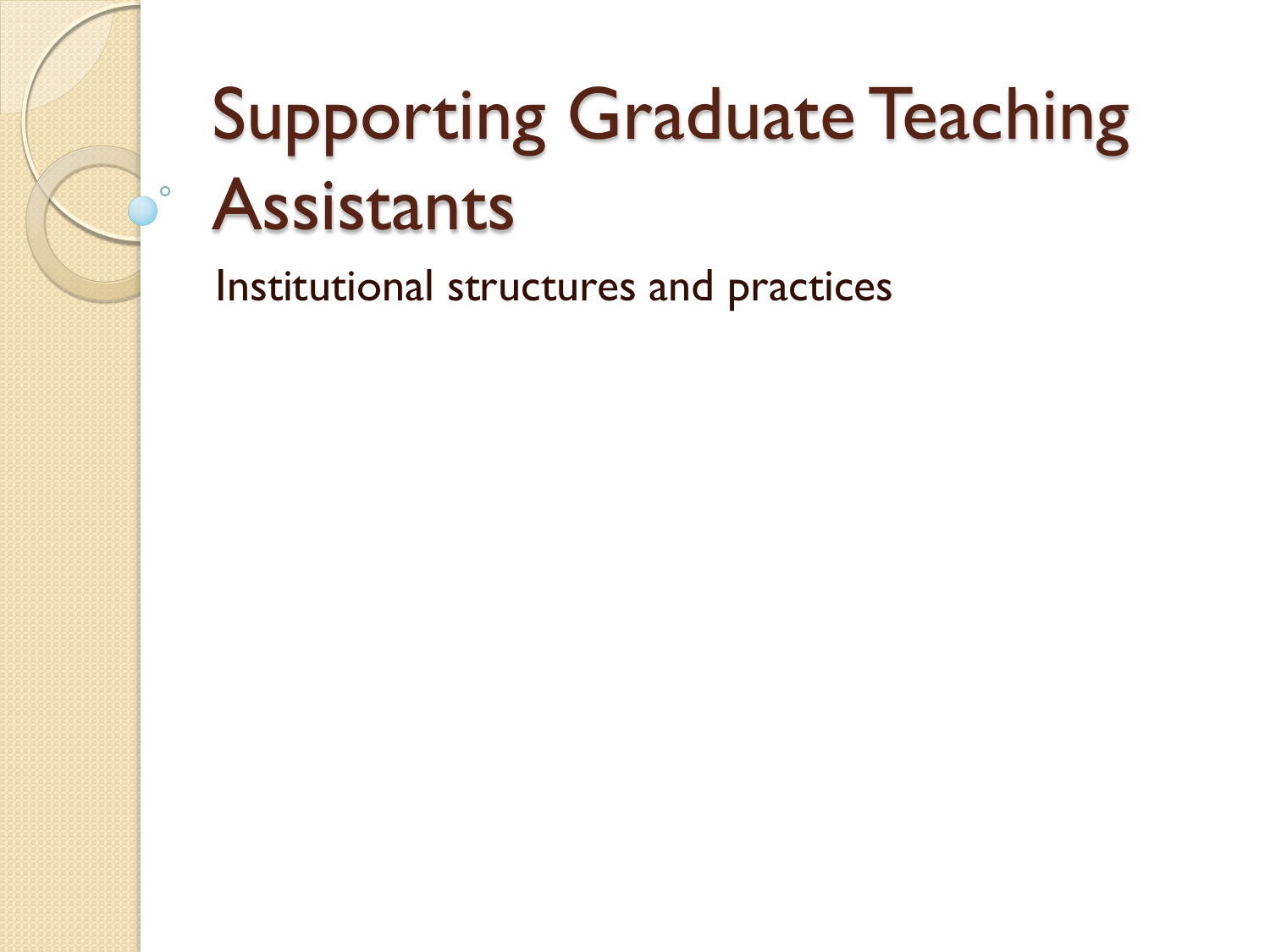# Supporting Graduate Teaching Assistants

Institutional structures and practices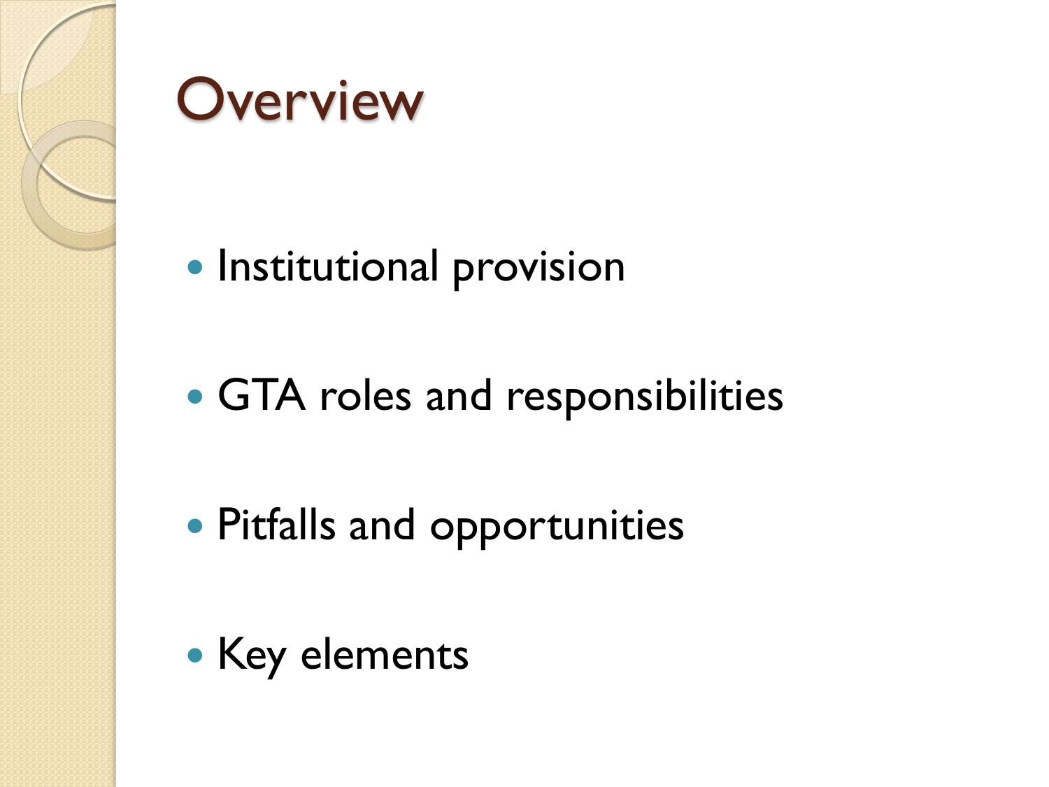# Overview

- Institutional provision
- GTA roles and responsibilities
- Pitfalls and opportunities
- Key elements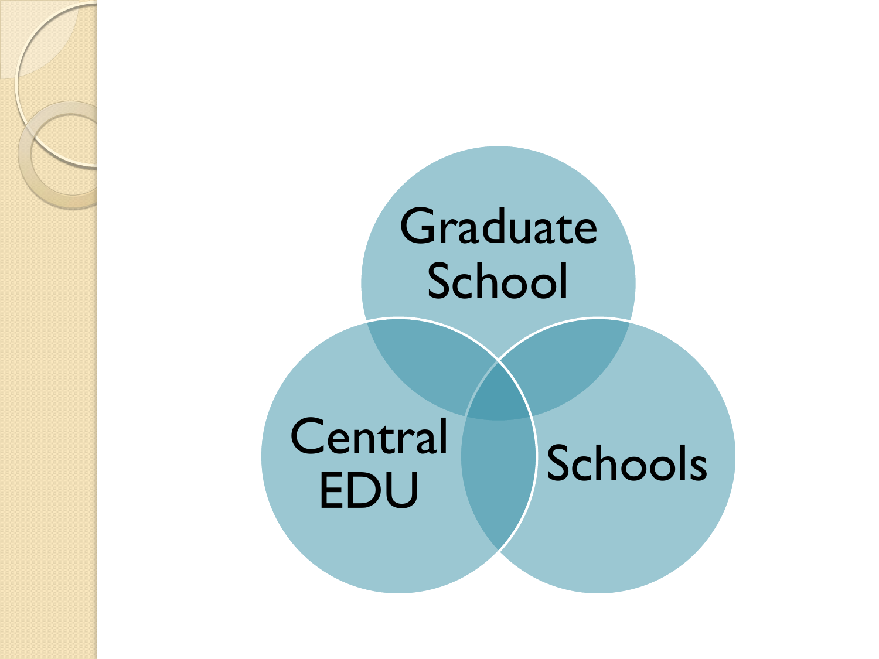Graduate School

Central EDU

Schools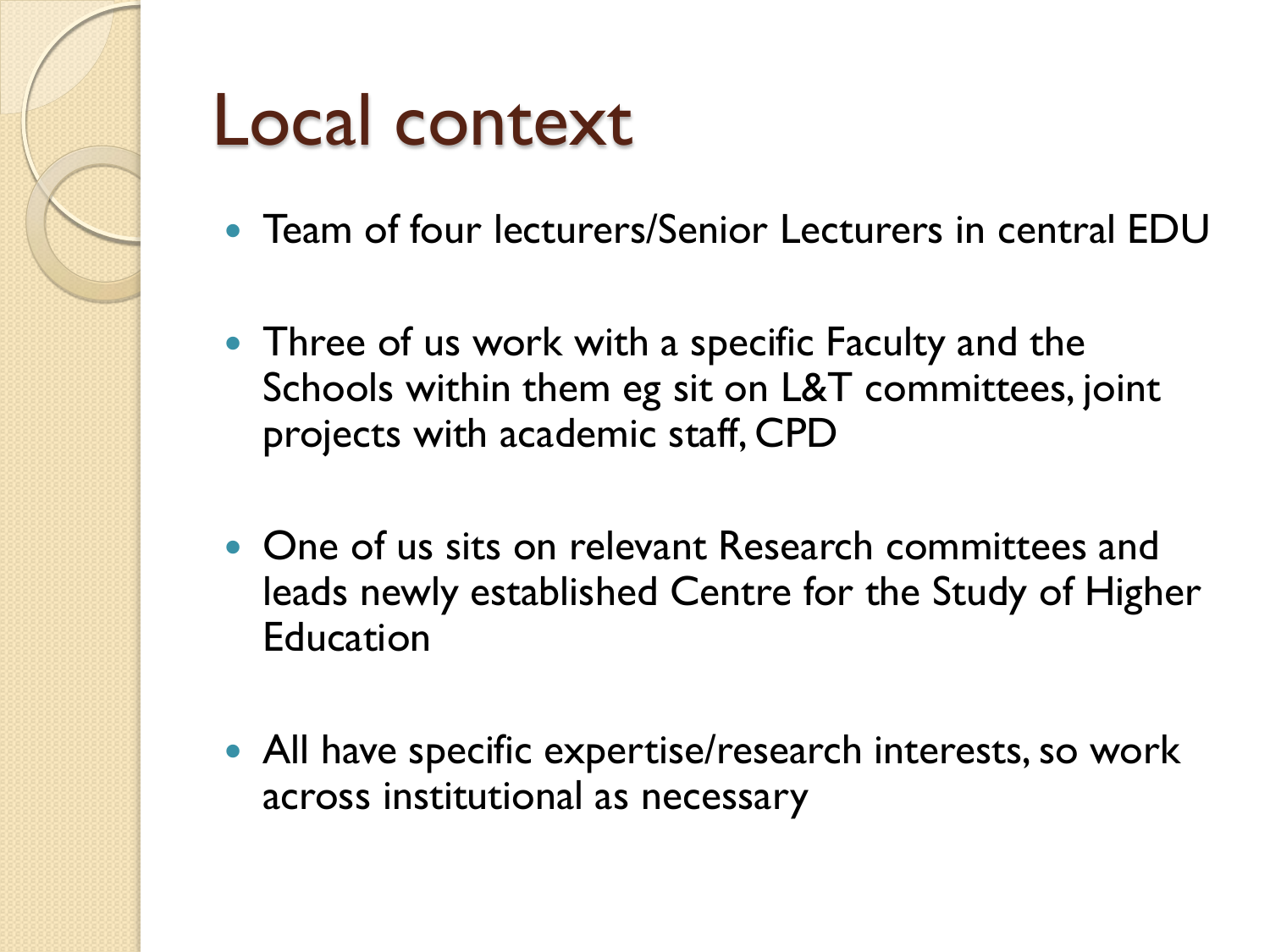# Local context

- Team of four lecturers/Senior Lecturers in central EDU
- Three of us work with a specific Faculty and the Schools within them eg sit on L&T committees, joint projects with academic staff, CPD
- One of us sits on relevant Research committees and leads newly established Centre for the Study of Higher Education
- All have specific expertise/research interests, so work across institutional as necessary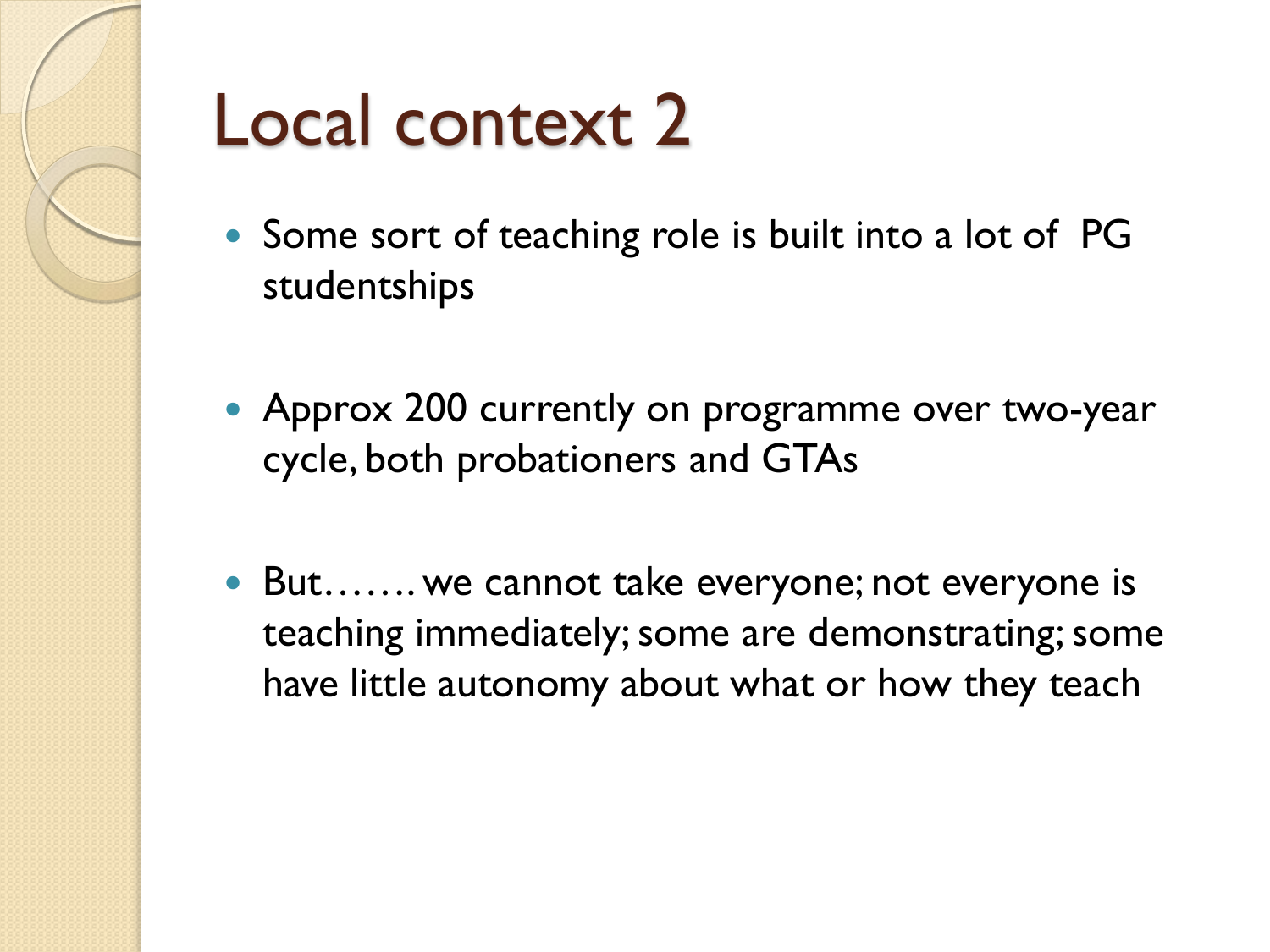# Local context 2

- Some sort of teaching role is built into a lot of PG studentships
- Approx 200 currently on programme over two-year cycle, both probationers and GTAs
- But……. we cannot take everyone; not everyone is teaching immediately; some are demonstrating; some have little autonomy about what or how they teach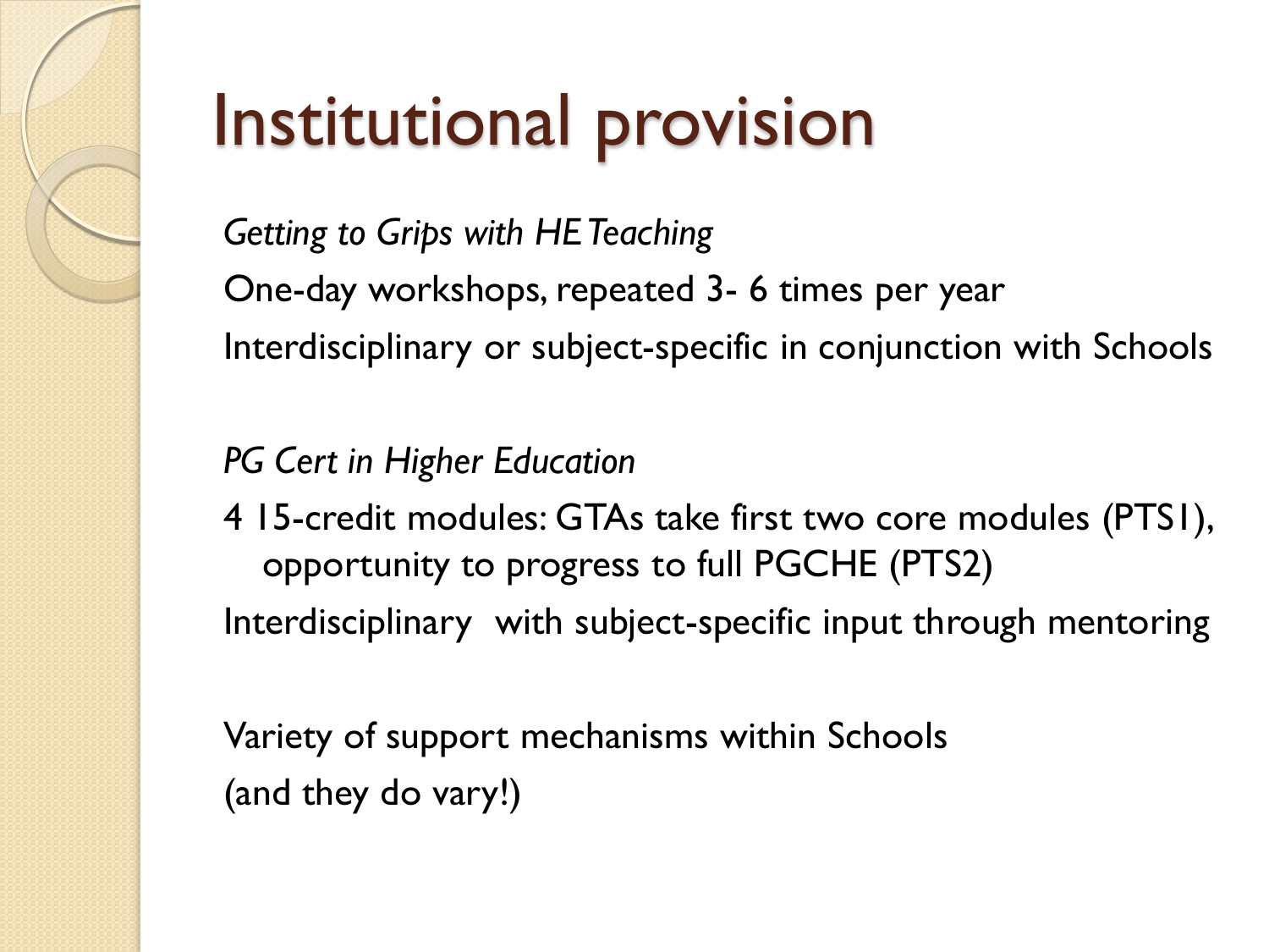# Institutional provision

*Getting to Grips with HE Teaching*

One-day workshops, repeated 3- 6 times per year

Interdisciplinary or subject-specific in conjunction with Schools

*PG Cert in Higher Education*

4 15-credit modules: GTAs take first two core modules (PTS1), opportunity to progress to full PGCHE (PTS2)

Interdisciplinary with subject-specific input through mentoring

Variety of support mechanisms within Schools
(and they do vary!)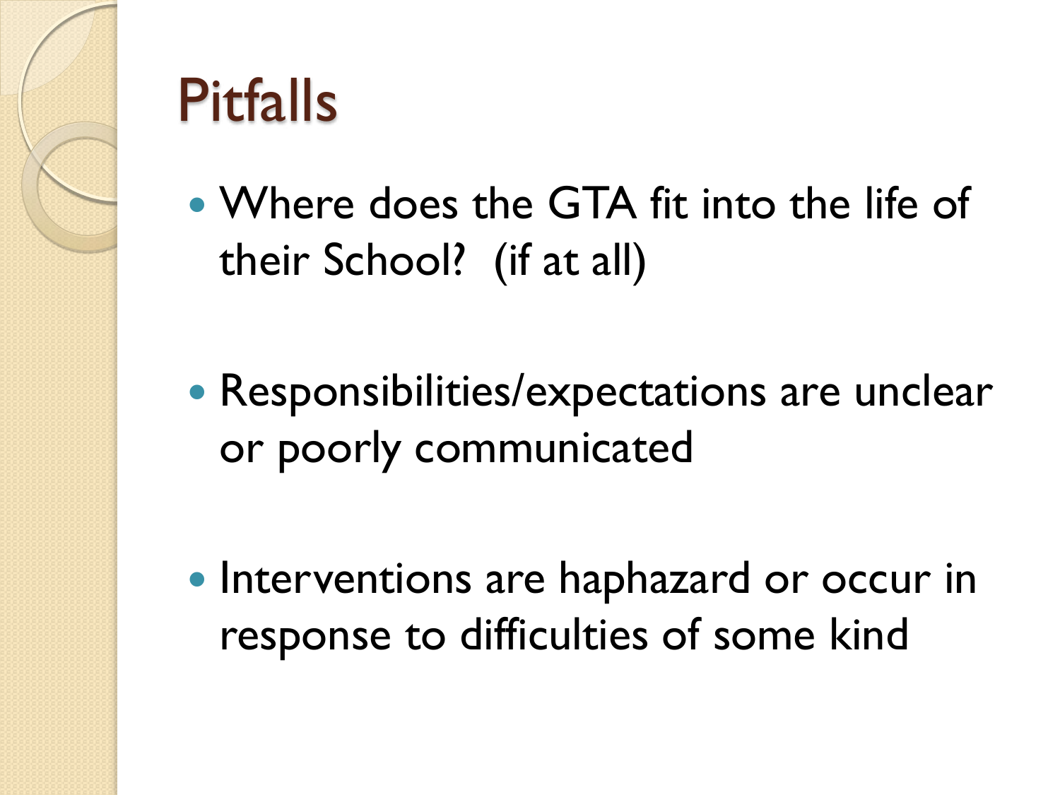# Pitfalls

- Where does the GTA fit into the life of their School? (if at all)
- Responsibilities/expectations are unclear or poorly communicated
- Interventions are haphazard or occur in response to difficulties of some kind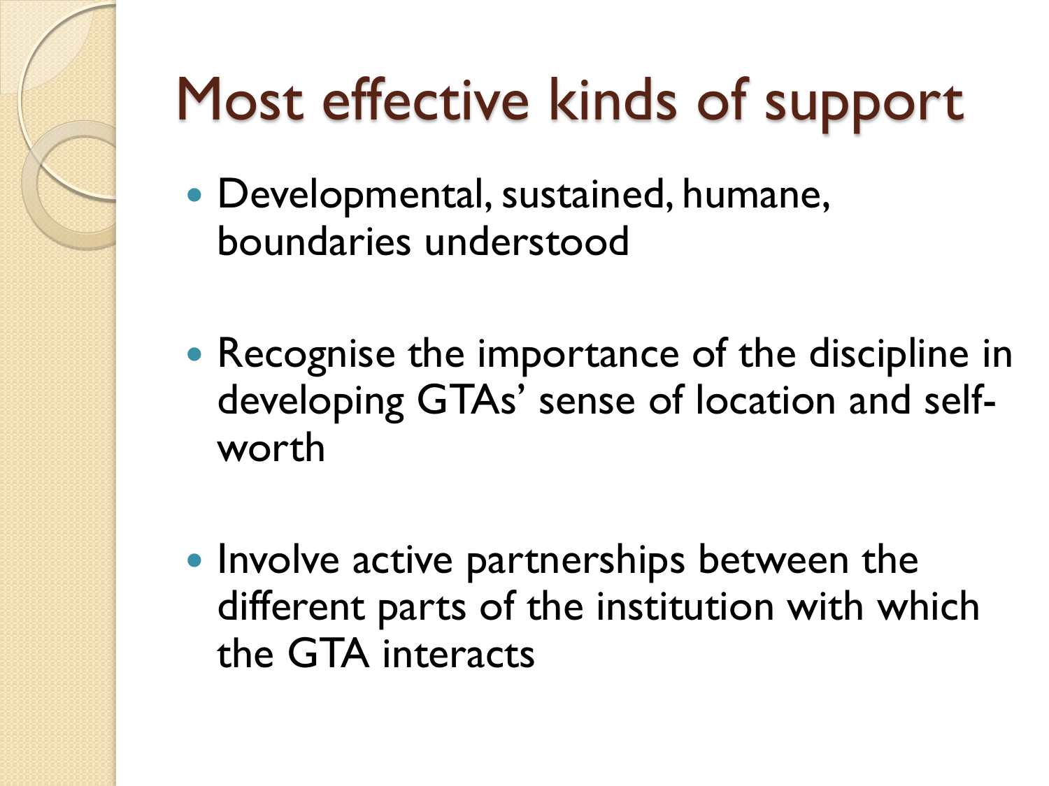# Most effective kinds of support

- Developmental, sustained, humane, boundaries understood
- Recognise the importance of the discipline in developing GTAs' sense of location and self-worth
- Involve active partnerships between the different parts of the institution with which the GTA interacts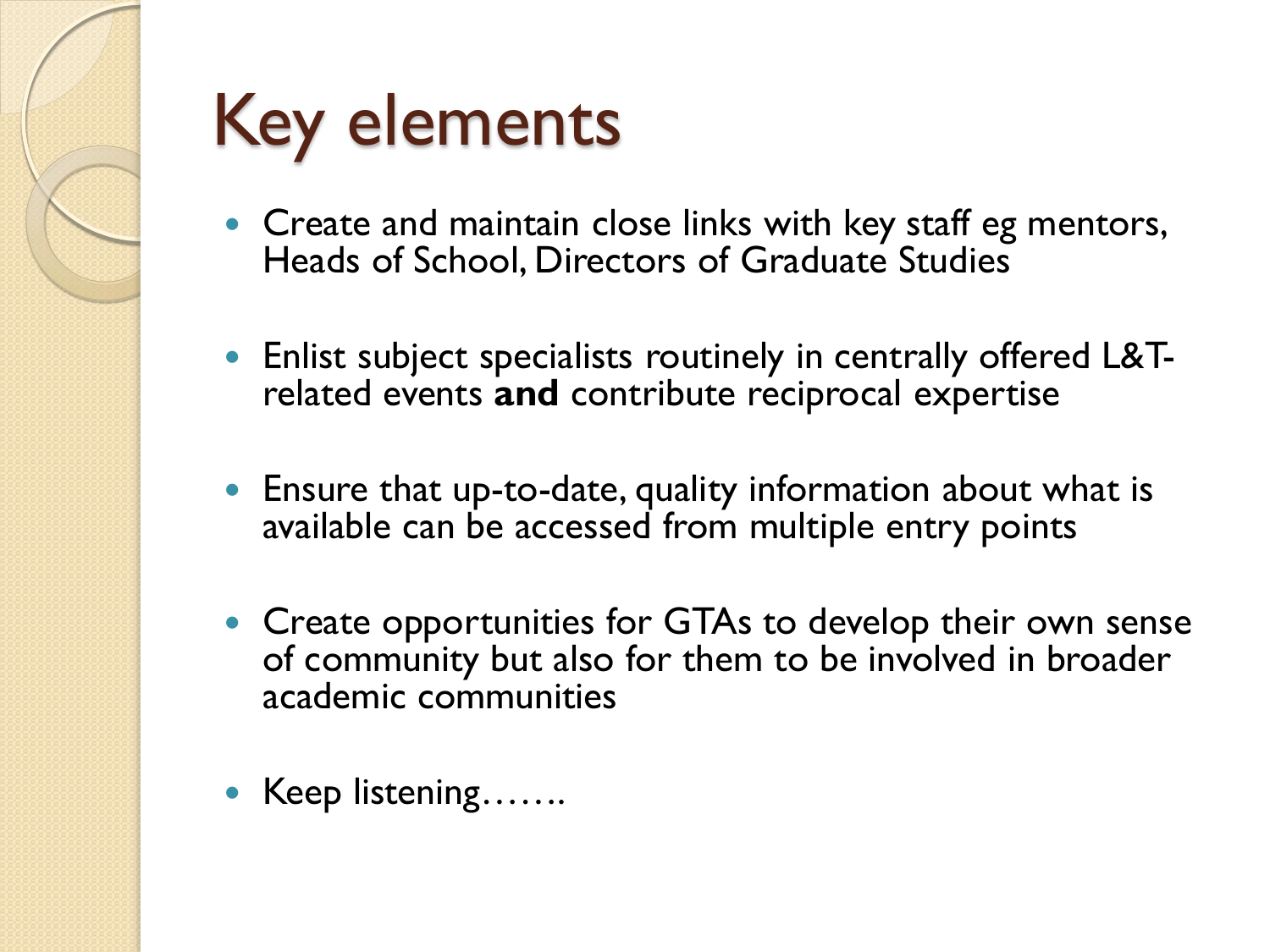# Key elements

- Create and maintain close links with key staff eg mentors, Heads of School, Directors of Graduate Studies
- Enlist subject specialists routinely in centrally offered L&T-related events **and** contribute reciprocal expertise
- Ensure that up-to-date, quality information about what is available can be accessed from multiple entry points
- Create opportunities for GTAs to develop their own sense of community but also for them to be involved in broader academic communities
- Keep listening…….